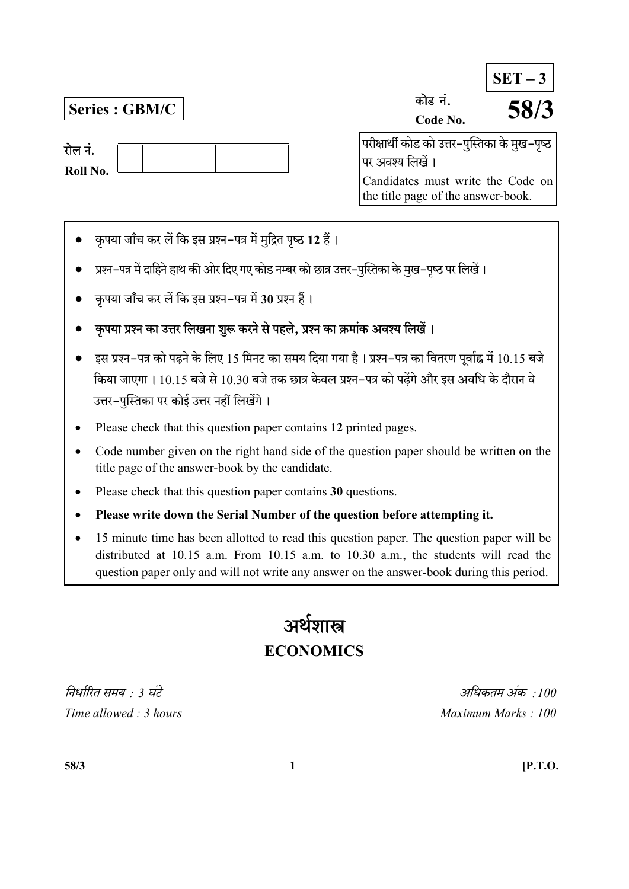**SET – 3**

**Series : GBM/C**

कोड नं.
Code No. **58/3**

रोल नं.
Roll No.

| | | | | | | | |
|---|---|---|---|---|---|---|---|
| | | | | | | | |

परीक्षार्थी कोड को उत्तर-पुस्तिका के मुख-पृष्ठ पर अवश्य लिखें ।
Candidates must write the Code on the title page of the answer-book.

- कृपया जाँच कर लें कि इस प्रश्न-पत्र में मुद्रित पृष्ठ **12** हैं ।
- प्रश्न-पत्र में दाहिने हाथ की ओर दिए गए कोड नम्बर को छात्र उत्तर-पुस्तिका के मुख-पृष्ठ पर लिखें ।
- कृपया जाँच कर लें कि इस प्रश्न-पत्र में **30** प्रश्न हैं ।
- **कृपया प्रश्न का उत्तर लिखना शुरू करने से पहले, प्रश्न का क्रमांक अवश्य लिखें ।**
- इस प्रश्न-पत्र को पढ़ने के लिए 15 मिनट का समय दिया गया है । प्रश्न-पत्र का वितरण पूर्वाह्न में 10.15 बजे किया जाएगा । 10.15 बजे से 10.30 बजे तक छात्र केवल प्रश्न-पत्र को पढ़ेंगे और इस अवधि के दौरान वे उत्तर-पुस्तिका पर कोई उत्तर नहीं लिखेंगे ।
- Please check that this question paper contains **12** printed pages.
- Code number given on the right hand side of the question paper should be written on the title page of the answer-book by the candidate.
- Please check that this question paper contains **30** questions.
- **Please write down the Serial Number of the question before attempting it.**
- 15 minute time has been allotted to read this question paper. The question paper will be distributed at 10.15 a.m. From 10.15 a.m. to 10.30 a.m., the students will read the question paper only and will not write any answer on the answer-book during this period.

# अर्थशास्त्र
# ECONOMICS

*निर्धारित समय : 3 घंटे* — *अधिकतम अंक : 100*

*Time allowed : 3 hours* — *Maximum Marks : 100*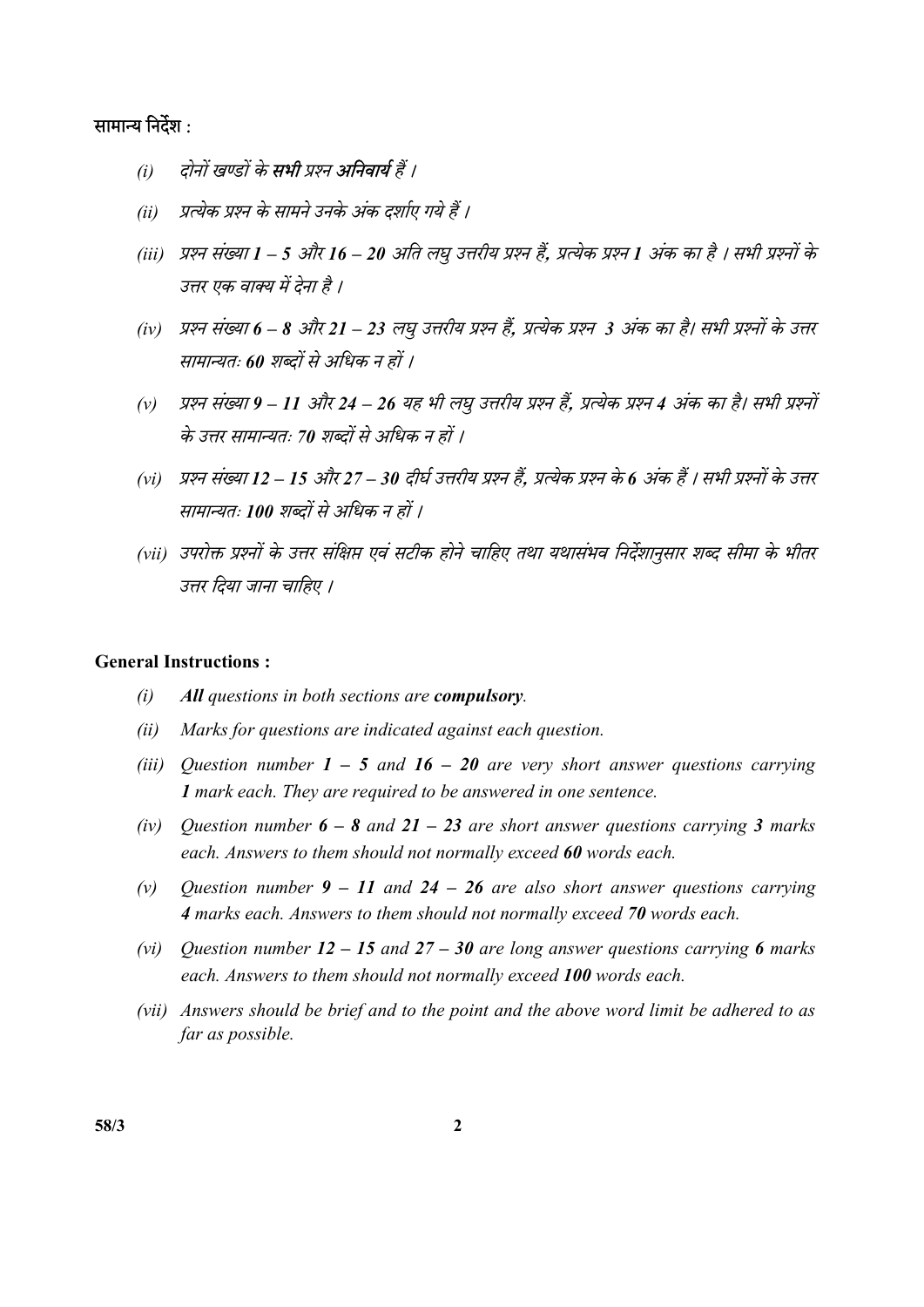**सामान्य निर्देश :**

*(i)* *दोनों खण्डों के **सभी** प्रश्न **अनिवार्य** हैं ।*

*(ii)* *प्रत्येक प्रश्न के सामने उनके अंक दर्शाए गये हैं ।*

*(iii)* *प्रश्न संख्या **1 – 5** और **16 – 20** अति लघु उत्तरीय प्रश्न हैं, प्रत्येक प्रश्न **1** अंक का है । सभी प्रश्नों के उत्तर एक वाक्य में देना है ।*

*(iv)* *प्रश्न संख्या **6 – 8** और **21 – 23** लघु उत्तरीय प्रश्न हैं, प्रत्येक प्रश्न **3** अंक का है। सभी प्रश्नों के उत्तर सामान्यतः **60** शब्दों से अधिक न हों ।*

*(v)* *प्रश्न संख्या **9 – 11** और **24 – 26** यह भी लघु उत्तरीय प्रश्न हैं, प्रत्येक प्रश्न **4** अंक का है। सभी प्रश्नों के उत्तर सामान्यतः **70** शब्दों से अधिक न हों ।*

*(vi)* *प्रश्न संख्या **12 – 15** और **27 – 30** दीर्घ उत्तरीय प्रश्न हैं, प्रत्येक प्रश्न के **6** अंक हैं । सभी प्रश्नों के उत्तर सामान्यतः **100** शब्दों से अधिक न हों ।*

*(vii)* *उपरोक्त प्रश्नों के उत्तर संक्षिप्त एवं सटीक होने चाहिए तथा यथासंभव निर्देशानुसार शब्द सीमा के भीतर उत्तर दिया जाना चाहिए ।*

**General Instructions :**

*(i)* ***All** questions in both sections are **compulsory**.*

*(ii)* *Marks for questions are indicated against each question.*

*(iii)* *Question number **1 – 5** and **16 – 20** are very short answer questions carrying **1** mark each. They are required to be answered in one sentence.*

*(iv)* *Question number **6 – 8** and **21 – 23** are short answer questions carrying **3** marks each. Answers to them should not normally exceed **60** words each.*

*(v)* *Question number **9 – 11** and **24 – 26** are also short answer questions carrying **4** marks each. Answers to them should not normally exceed **70** words each.*

*(vi)* *Question number **12 – 15** and **27 – 30** are long answer questions carrying **6** marks each. Answers to them should not normally exceed **100** words each.*

*(vii)* *Answers should be brief and to the point and the above word limit be adhered to as far as possible.*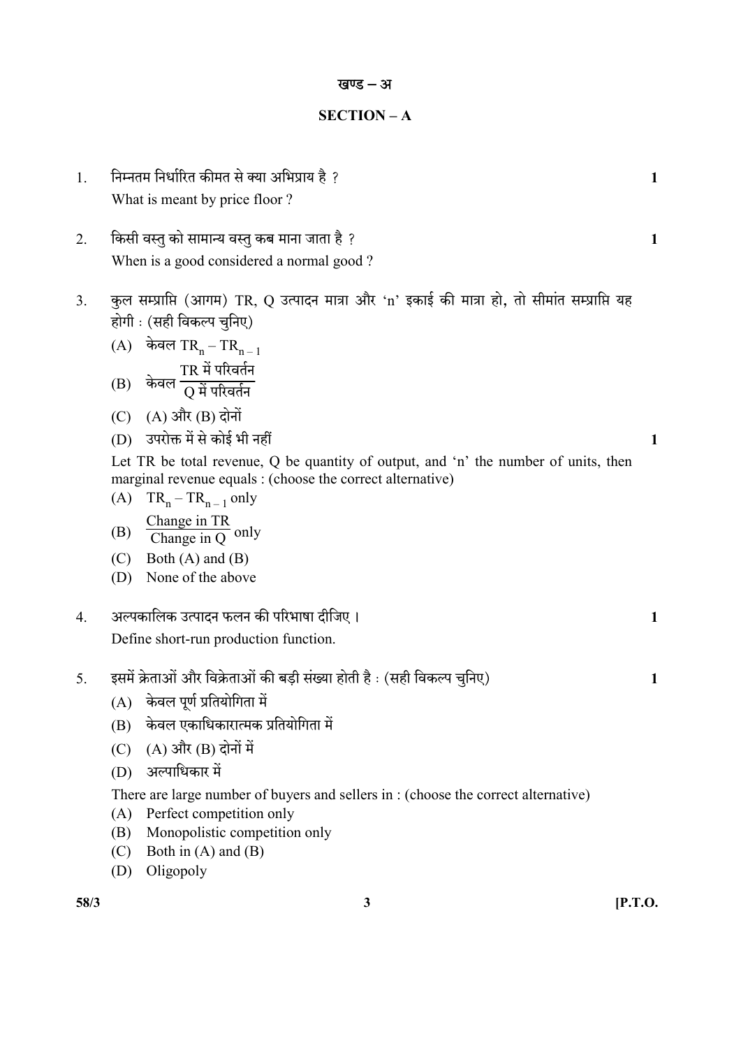## खण्ड – अ

## SECTION – A

1. निम्नतम निर्धारित कीमत से क्या अभिप्राय है ? **1**

   What is meant by price floor ?

2. किसी वस्तु को सामान्य वस्तु कब माना जाता है ? **1**

   When is a good considered a normal good ?

3. कुल सम्प्राप्ति (आगम) TR, Q उत्पादन मात्रा और 'n' इकाई की मात्रा हो, तो सीमांत सम्प्राप्ति यह होगी : (सही विकल्प चुनिए)

   (A) केवल $TR_n - TR_{n-1}$

   (B) केवल $\frac{\text{TR में परिवर्तन}}{\text{Q में परिवर्तन}}$

   (C) (A) और (B) दोनों

   (D) उपरोक्त में से कोई भी नहीं **1**

   Let TR be total revenue, Q be quantity of output, and 'n' the number of units, then marginal revenue equals : (choose the correct alternative)

   (A) $TR_n - TR_{n-1}$ only

   (B) $\frac{\text{Change in TR}}{\text{Change in Q}}$ only

   (C) Both (A) and (B)

   (D) None of the above

4. अल्पकालिक उत्पादन फलन की परिभाषा दीजिए । **1**

   Define short-run production function.

5. इसमें क्रेताओं और विक्रेताओं की बड़ी संख्या होती है : (सही विकल्प चुनिए) **1**

   (A) केवल पूर्ण प्रतियोगिता में

   (B) केवल एकाधिकारात्मक प्रतियोगिता में

   (C) (A) और (B) दोनों में

   (D) अल्पाधिकार में

   There are large number of buyers and sellers in : (choose the correct alternative)

   (A) Perfect competition only

   (B) Monopolistic competition only

   (C) Both in (A) and (B)

   (D) Oligopoly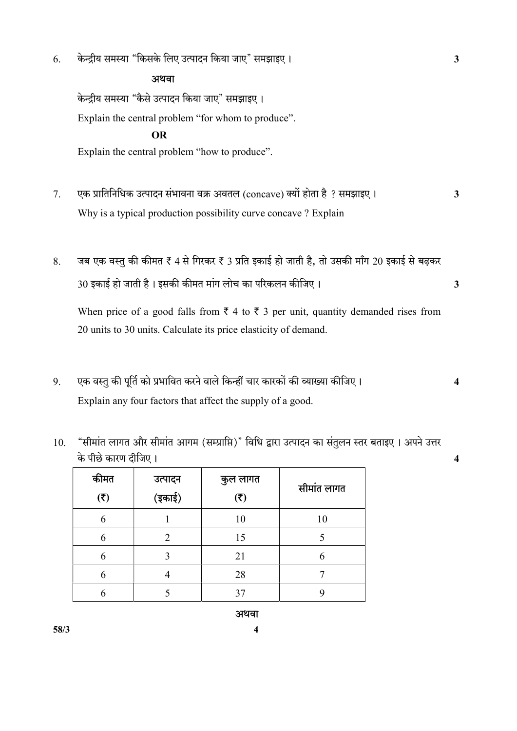6. केन्द्रीय समस्या "किसके लिए उत्पादन किया जाए" समझाइए । **3**

   **अथवा**

   केन्द्रीय समस्या "कैसे उत्पादन किया जाए" समझाइए ।

   Explain the central problem "for whom to produce".

   **OR**

   Explain the central problem "how to produce".

7. एक प्रातिनिधिक उत्पादन संभावना वक्र अवतल (concave) क्यों होता है ? समझाइए । **3**

   Why is a typical production possibility curve concave ? Explain

8. जब एक वस्तु की कीमत ₹ 4 से गिरकर ₹ 3 प्रति इकाई हो जाती है, तो उसकी माँग 20 इकाई से बढ़कर 30 इकाई हो जाती है । इसकी कीमत मांग लोच का परिकलन कीजिए । **3**

   When price of a good falls from ₹ 4 to ₹ 3 per unit, quantity demanded rises from 20 units to 30 units. Calculate its price elasticity of demand.

9. एक वस्तु की पूर्ति को प्रभावित करने वाले किन्हीं चार कारकों की व्याख्या कीजिए । **4**

   Explain any four factors that affect the supply of a good.

10. "सीमांत लागत और सीमांत आगम (सम्प्राप्ति)" विधि द्वारा उत्पादन का संतुलन स्तर बताइए । अपने उत्तर के पीछे कारण दीजिए । **4**

| कीमत (₹) | उत्पादन (इकाई) | कुल लागत (₹) | सीमांत लागत |
|---|---|---|---|
| 6 | 1 | 10 | 10 |
| 6 | 2 | 15 | 5 |
| 6 | 3 | 21 | 6 |
| 6 | 4 | 28 | 7 |
| 6 | 5 | 37 | 9 |

**अथवा**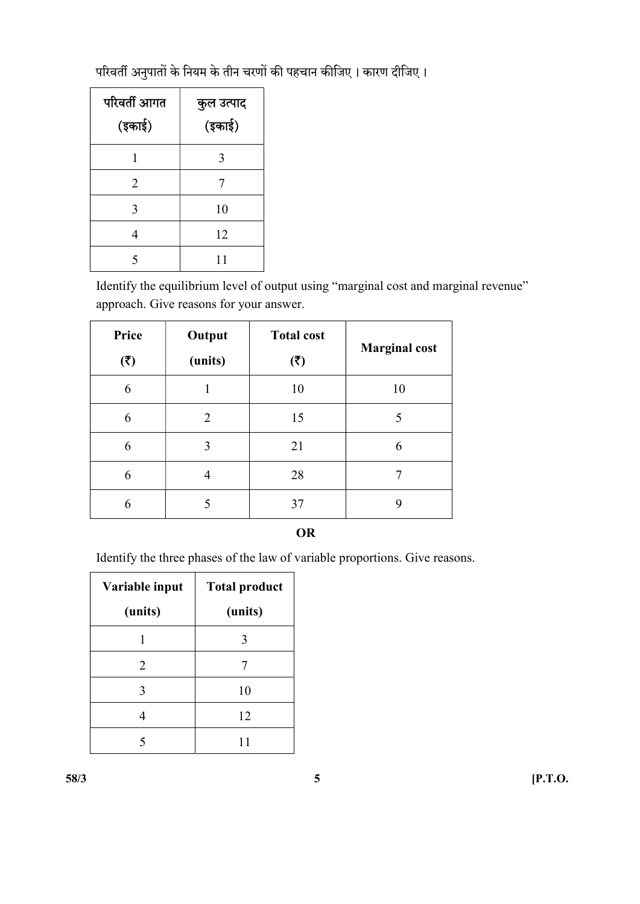परिवर्ती अनुपातों के नियम के तीन चरणों की पहचान कीजिए । कारण दीजिए ।

| परिवर्ती आगत (इकाई) | कुल उत्पाद (इकाई) |
|---|---|
| 1 | 3 |
| 2 | 7 |
| 3 | 10 |
| 4 | 12 |
| 5 | 11 |

Identify the equilibrium level of output using "marginal cost and marginal revenue" approach. Give reasons for your answer.

| Price (₹) | Output (units) | Total cost (₹) | Marginal cost |
|---|---|---|---|
| 6 | 1 | 10 | 10 |
| 6 | 2 | 15 | 5 |
| 6 | 3 | 21 | 6 |
| 6 | 4 | 28 | 7 |
| 6 | 5 | 37 | 9 |

**OR**

Identify the three phases of the law of variable proportions. Give reasons.

| Variable input (units) | Total product (units) |
|---|---|
| 1 | 3 |
| 2 | 7 |
| 3 | 10 |
| 4 | 12 |
| 5 | 11 |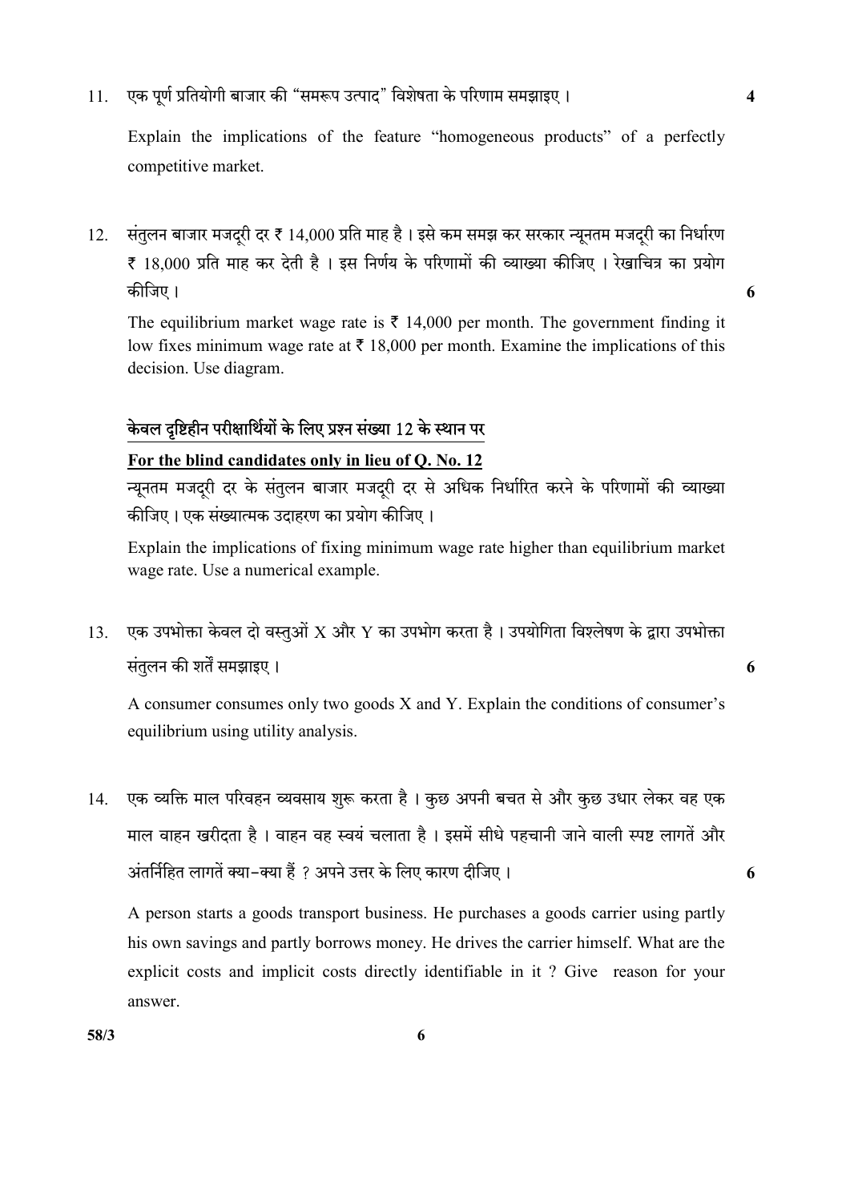11. एक पूर्ण प्रतियोगी बाजार की "समरूप उत्पाद" विशेषता के परिणाम समझाइए। **4**

    Explain the implications of the feature "homogeneous products" of a perfectly competitive market.

12. संतुलन बाजार मजदूरी दर ₹ 14,000 प्रति माह है। इसे कम समझ कर सरकार न्यूनतम मजदूरी का निर्धारण ₹ 18,000 प्रति माह कर देती है। इस निर्णय के परिणामों की व्याख्या कीजिए। रेखाचित्र का प्रयोग कीजिए। **6**

    The equilibrium market wage rate is ₹ 14,000 per month. The government finding it low fixes minimum wage rate at ₹ 18,000 per month. Examine the implications of this decision. Use diagram.

    **केवल दृष्टिहीन परीक्षार्थियों के लिए प्रश्न संख्या 12 के स्थान पर**

    **For the blind candidates only in lieu of Q. No. 12**

    न्यूनतम मजदूरी दर के संतुलन बाजार मजदूरी दर से अधिक निर्धारित करने के परिणामों की व्याख्या कीजिए। एक संख्यात्मक उदाहरण का प्रयोग कीजिए।

    Explain the implications of fixing minimum wage rate higher than equilibrium market wage rate. Use a numerical example.

13. एक उपभोक्ता केवल दो वस्तुओं X और Y का उपभोग करता है। उपयोगिता विश्लेषण के द्वारा उपभोक्ता संतुलन की शर्तें समझाइए। **6**

    A consumer consumes only two goods X and Y. Explain the conditions of consumer's equilibrium using utility analysis.

14. एक व्यक्ति माल परिवहन व्यवसाय शुरू करता है। कुछ अपनी बचत से और कुछ उधार लेकर वह एक माल वाहन खरीदता है। वाहन वह स्वयं चलाता है। इसमें सीधे पहचानी जाने वाली स्पष्ट लागतें और अंतर्निहित लागतें क्या-क्या हैं ? अपने उत्तर के लिए कारण दीजिए। **6**

    A person starts a goods transport business. He purchases a goods carrier using partly his own savings and partly borrows money. He drives the carrier himself. What are the explicit costs and implicit costs directly identifiable in it ? Give reason for your answer.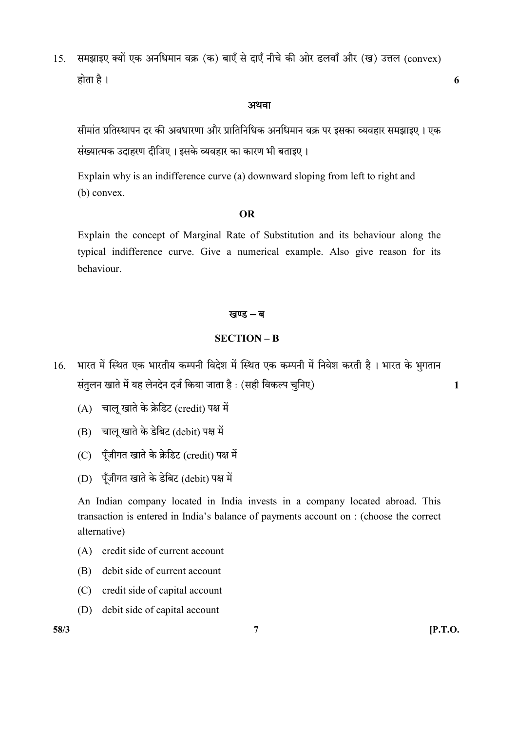15. समझाइए क्यों एक अनधिमान वक्र (क) बाएँ से दाएँ नीचे की ओर ढलवाँ और (ख) उत्तल (convex) होता है । **6**

**अथवा**

सीमांत प्रतिस्थापन दर की अवधारणा और प्रातिनिधिक अनधिमान वक्र पर इसका व्यवहार समझाइए । एक संख्यात्मक उदाहरण दीजिए । इसके व्यवहार का कारण भी बताइए ।

Explain why is an indifference curve (a) downward sloping from left to right and (b) convex.

**OR**

Explain the concept of Marginal Rate of Substitution and its behaviour along the typical indifference curve. Give a numerical example. Also give reason for its behaviour.

## खण्ड – ब

## SECTION – B

16. भारत में स्थित एक भारतीय कम्पनी विदेश में स्थित एक कम्पनी में निवेश करती है । भारत के भुगतान संतुलन खाते में यह लेनदेन दर्ज किया जाता है : (सही विकल्प चुनिए) **1**

    (A) चालू खाते के क्रेडिट (credit) पक्ष में

    (B) चालू खाते के डेबिट (debit) पक्ष में

    (C) पूँजीगत खाते के क्रेडिट (credit) पक्ष में

    (D) पूँजीगत खाते के डेबिट (debit) पक्ष में

    An Indian company located in India invests in a company located abroad. This transaction is entered in India's balance of payments account on : (choose the correct alternative)

    (A) credit side of current account

    (B) debit side of current account

    (C) credit side of capital account

    (D) debit side of capital account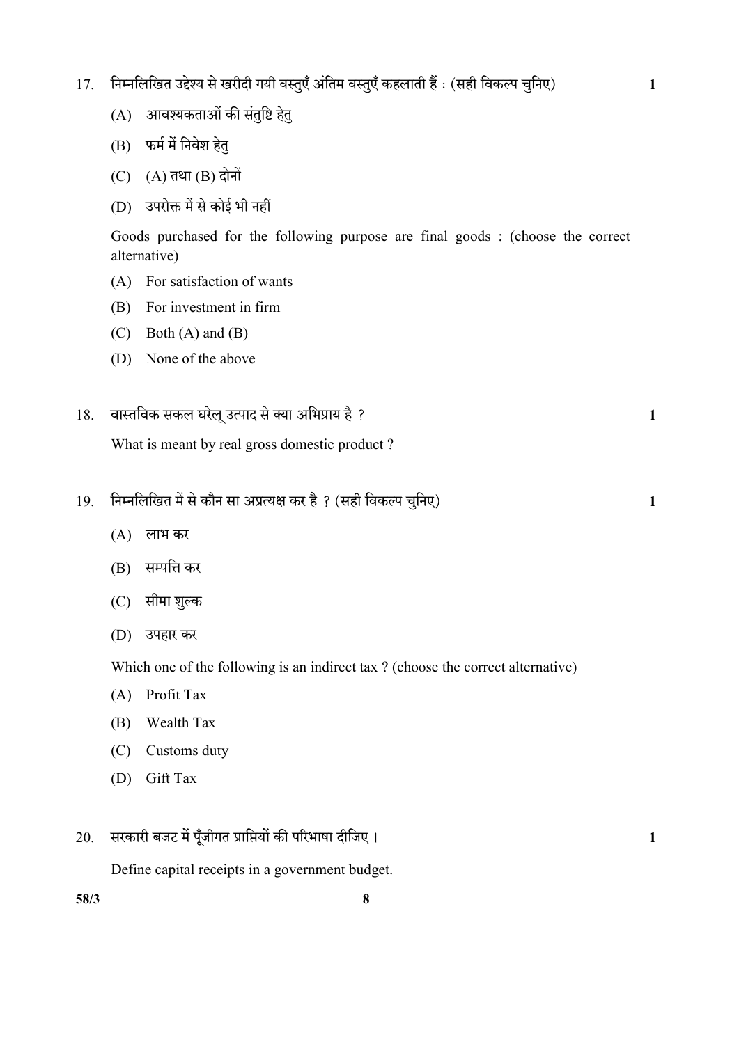17. निम्नलिखित उद्देश्य से खरीदी गयी वस्तुएँ अंतिम वस्तुएँ कहलाती हैं : (सही विकल्प चुनिए) **1**

    (A) आवश्यकताओं की संतुष्टि हेतु

    (B) फर्म में निवेश हेतु

    (C) (A) तथा (B) दोनों

    (D) उपरोक्त में से कोई भी नहीं

    Goods purchased for the following purpose are final goods : (choose the correct alternative)

    (A) For satisfaction of wants

    (B) For investment in firm

    (C) Both (A) and (B)

    (D) None of the above

18. वास्तविक सकल घरेलू उत्पाद से क्या अभिप्राय है ? **1**

    What is meant by real gross domestic product ?

19. निम्नलिखित में से कौन सा अप्रत्यक्ष कर है ? (सही विकल्प चुनिए) **1**

    (A) लाभ कर

    (B) सम्पत्ति कर

    (C) सीमा शुल्क

    (D) उपहार कर

    Which one of the following is an indirect tax ? (choose the correct alternative)

    (A) Profit Tax

    (B) Wealth Tax

    (C) Customs duty

    (D) Gift Tax

20. सरकारी बजट में पूँजीगत प्राप्तियों की परिभाषा दीजिए । **1**

    Define capital receipts in a government budget.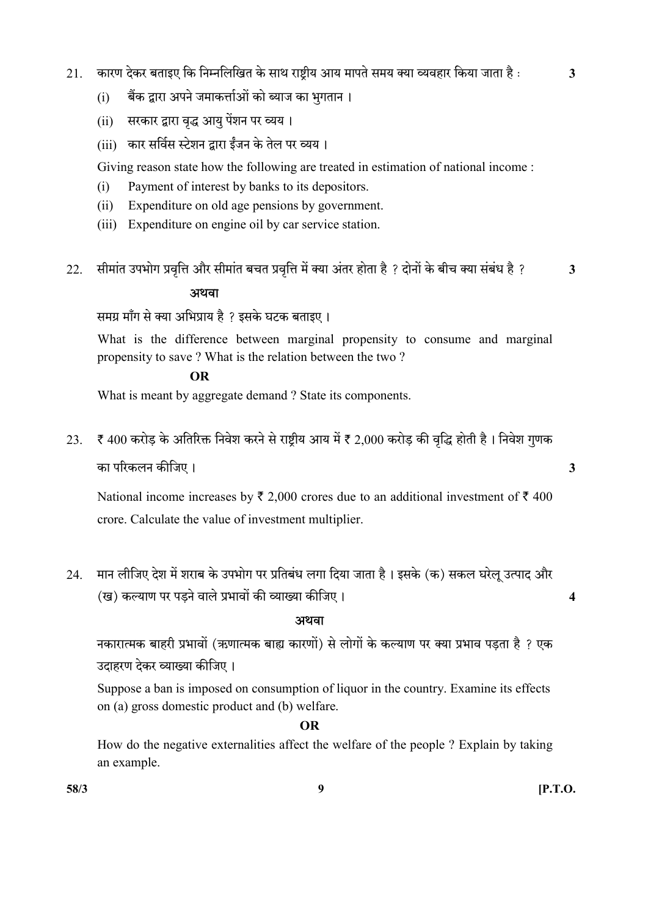21. कारण देकर बताइए कि निम्नलिखित के साथ राष्ट्रीय आय मापते समय क्या व्यवहार किया जाता है : **3**

 (i) बैंक द्वारा अपने जमाकर्त्ताओं को ब्याज का भुगतान ।

 (ii) सरकार द्वारा वृद्ध आयु पेंशन पर व्यय ।

 (iii) कार सर्विस स्टेशन द्वारा ईंजन के तेल पर व्यय ।

 Giving reason state how the following are treated in estimation of national income :

 (i) Payment of interest by banks to its depositors.

 (ii) Expenditure on old age pensions by government.

 (iii) Expenditure on engine oil by car service station.

22. सीमांत उपभोग प्रवृत्ति और सीमांत बचत प्रवृत्ति में क्या अंतर होता है ? दोनों के बीच क्या संबंध है ? **3**

 **अथवा**

 समग्र माँग से क्या अभिप्राय है ? इसके घटक बताइए ।

 What is the difference between marginal propensity to consume and marginal propensity to save ? What is the relation between the two ?

 **OR**

 What is meant by aggregate demand ? State its components.

23. ₹ 400 करोड़ के अतिरिक्त निवेश करने से राष्ट्रीय आय में ₹ 2,000 करोड़ की वृद्धि होती है । निवेश गुणक का परिकलन कीजिए । **3**

 National income increases by ₹ 2,000 crores due to an additional investment of ₹ 400 crore. Calculate the value of investment multiplier.

24. मान लीजिए देश में शराब के उपभोग पर प्रतिबंध लगा दिया जाता है । इसके (क) सकल घरेलू उत्पाद और (ख) कल्याण पर पड़ने वाले प्रभावों की व्याख्या कीजिए । **4**

 **अथवा**

 नकारात्मक बाहरी प्रभावों (ऋणात्मक बाह्य कारणों) से लोगों के कल्याण पर क्या प्रभाव पड़ता है ? एक उदाहरण देकर व्याख्या कीजिए ।

 Suppose a ban is imposed on consumption of liquor in the country. Examine its effects on (a) gross domestic product and (b) welfare.

 **OR**

 How do the negative externalities affect the welfare of the people ? Explain by taking an example.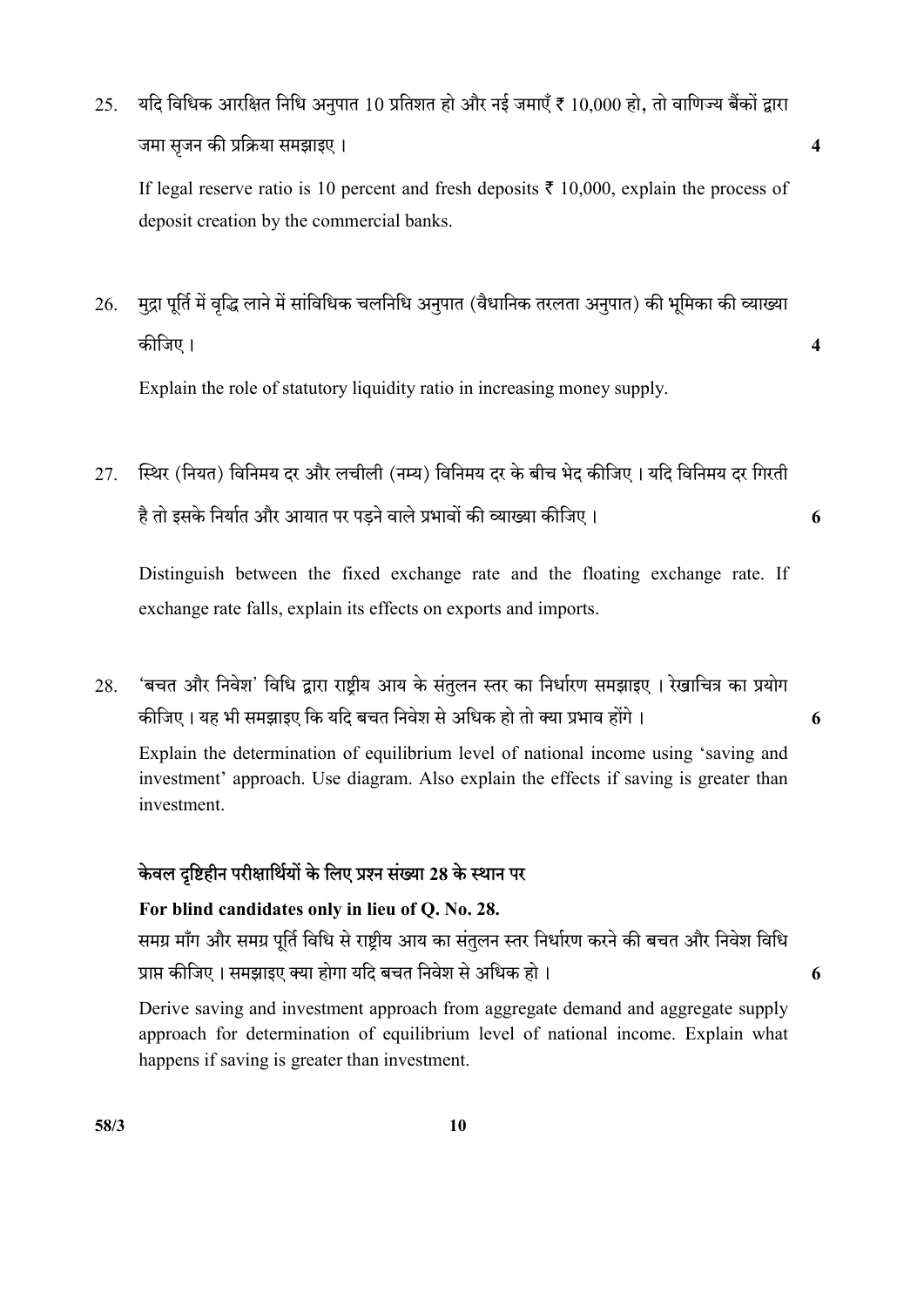25. यदि विधिक आरक्षित निधि अनुपात 10 प्रतिशत हो और नई जमाएँ ₹ 10,000 हो, तो वाणिज्य बैंकों द्वारा जमा सृजन की प्रक्रिया समझाइए । **4**

If legal reserve ratio is 10 percent and fresh deposits ₹ 10,000, explain the process of deposit creation by the commercial banks.

26. मुद्रा पूर्ति में वृद्धि लाने में सांविधिक चलनिधि अनुपात (वैधानिक तरलता अनुपात) की भूमिका की व्याख्या कीजिए । **4**

Explain the role of statutory liquidity ratio in increasing money supply.

27. स्थिर (नियत) विनिमय दर और लचीली (नम्य) विनिमय दर के बीच भेद कीजिए । यदि विनिमय दर गिरती है तो इसके निर्यात और आयात पर पड़ने वाले प्रभावों की व्याख्या कीजिए । **6**

Distinguish between the fixed exchange rate and the floating exchange rate. If exchange rate falls, explain its effects on exports and imports.

28. 'बचत और निवेश' विधि द्वारा राष्ट्रीय आय के संतुलन स्तर का निर्धारण समझाइए । रेखाचित्र का प्रयोग कीजिए । यह भी समझाइए कि यदि बचत निवेश से अधिक हो तो क्या प्रभाव होंगे । **6**

Explain the determination of equilibrium level of national income using 'saving and investment' approach. Use diagram. Also explain the effects if saving is greater than investment.

**केवल दृष्टिहीन परीक्षार्थियों के लिए प्रश्न संख्या 28 के स्थान पर**

**For blind candidates only in lieu of Q. No. 28.**

समग्र माँग और समग्र पूर्ति विधि से राष्ट्रीय आय का संतुलन स्तर निर्धारण करने की बचत और निवेश विधि प्राप्त कीजिए । समझाइए क्या होगा यदि बचत निवेश से अधिक हो । **6**

Derive saving and investment approach from aggregate demand and aggregate supply approach for determination of equilibrium level of national income. Explain what happens if saving is greater than investment.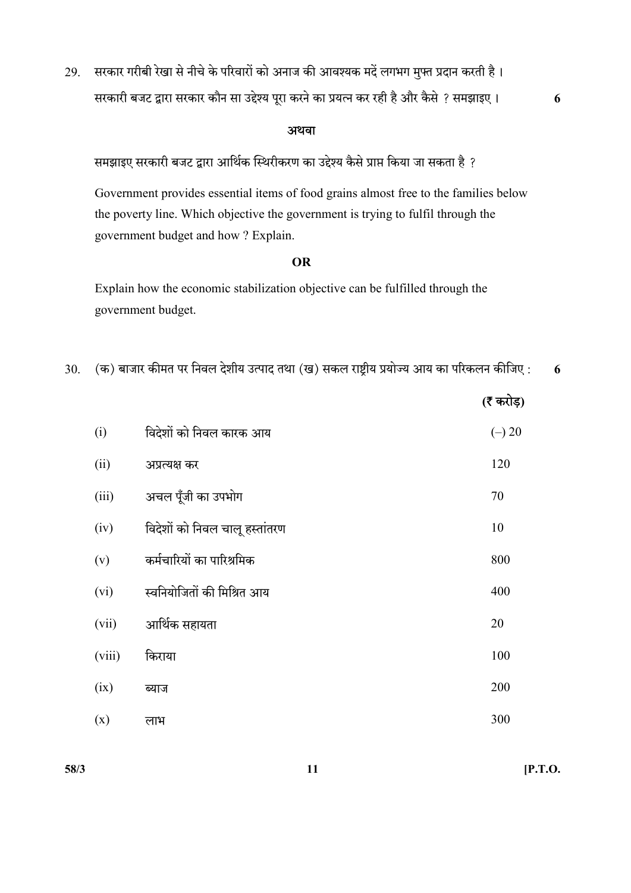29. सरकार गरीबी रेखा से नीचे के परिवारों को अनाज की आवश्यक मदें लगभग मुफ्त प्रदान करती है । सरकारी बजट द्वारा सरकार कौन सा उद्देश्य पूरा करने का प्रयत्न कर रही है और कैसे ? समझाइए । **6**

**अथवा**

समझाइए सरकारी बजट द्वारा आर्थिक स्थिरीकरण का उद्देश्य कैसे प्राप्त किया जा सकता है ?

Government provides essential items of food grains almost free to the families below the poverty line. Which objective the government is trying to fulfil through the government budget and how ? Explain.

**OR**

Explain how the economic stabilization objective can be fulfilled through the government budget.

30. (क) बाजार कीमत पर निवल देशीय उत्पाद तथा (ख) सकल राष्ट्रीय प्रयोज्य आय का परिकलन कीजिए : **6**

| | | **(₹ करोड़)** |
|---|---|---|
| (i) | विदेशों को निवल कारक आय | (–) 20 |
| (ii) | अप्रत्यक्ष कर | 120 |
| (iii) | अचल पूँजी का उपभोग | 70 |
| (iv) | विदेशों को निवल चालू हस्तांतरण | 10 |
| (v) | कर्मचारियों का पारिश्रमिक | 800 |
| (vi) | स्वनियोजितों की मिश्रित आय | 400 |
| (vii) | आर्थिक सहायता | 20 |
| (viii) | किराया | 100 |
| (ix) | ब्याज | 200 |
| (x) | लाभ | 300 |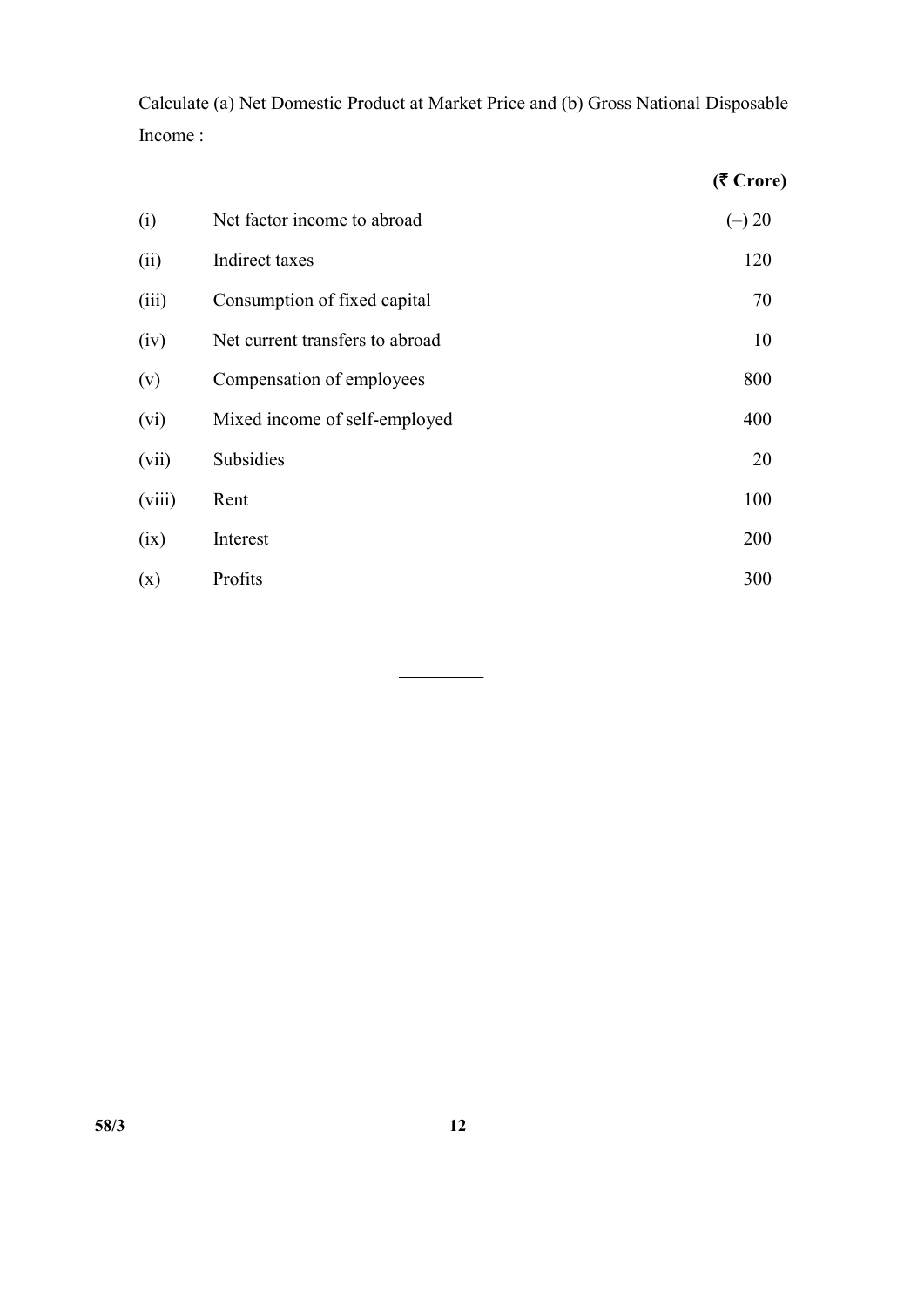Calculate (a) Net Domestic Product at Market Price and (b) Gross National Disposable Income :

| | | (₹ Crore) |
|---|---|---|
| (i) | Net factor income to abroad | (–) 20 |
| (ii) | Indirect taxes | 120 |
| (iii) | Consumption of fixed capital | 70 |
| (iv) | Net current transfers to abroad | 10 |
| (v) | Compensation of employees | 800 |
| (vi) | Mixed income of self-employed | 400 |
| (vii) | Subsidies | 20 |
| (viii) | Rent | 100 |
| (ix) | Interest | 200 |
| (x) | Profits | 300 |